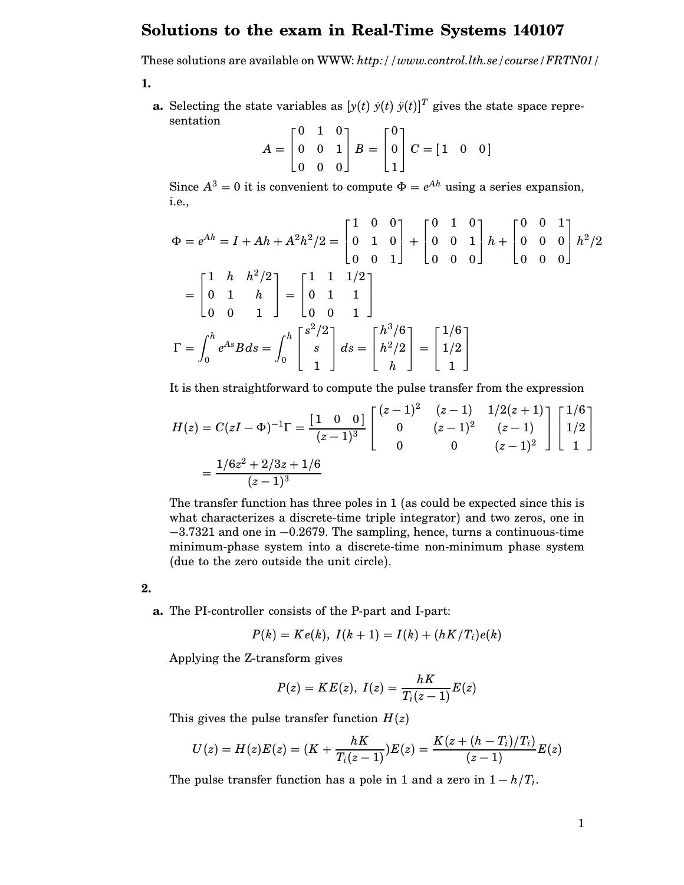# Solutions to the exam in Real-Time Systems 140107

These solutions are available on WWW: *http://www.control.lth.se/course/FRTN01/*

**1.**

**a.** Selecting the state variables as $[y(t)\ \dot{y}(t)\ \ddot{y}(t)]^T$ gives the state space representation

$$A = \begin{bmatrix} 0 & 1 & 0 \\ 0 & 0 & 1 \\ 0 & 0 & 0 \end{bmatrix} \quad B = \begin{bmatrix} 0 \\ 0 \\ 1 \end{bmatrix} \quad C = [1 \quad 0 \quad 0]$$

Since $A^3 = 0$ it is convenient to compute $\Phi = e^{Ah}$ using a series expansion, i.e.,

$$\Phi = e^{Ah} = I + Ah + A^2h^2/2 = \begin{bmatrix} 1 & 0 & 0 \\ 0 & 1 & 0 \\ 0 & 0 & 1 \end{bmatrix} + \begin{bmatrix} 0 & 1 & 0 \\ 0 & 0 & 1 \\ 0 & 0 & 0 \end{bmatrix} h + \begin{bmatrix} 0 & 0 & 1 \\ 0 & 0 & 0 \\ 0 & 0 & 0 \end{bmatrix} h^2/2$$

$$= \begin{bmatrix} 1 & h & h^2/2 \\ 0 & 1 & h \\ 0 & 0 & 1 \end{bmatrix} = \begin{bmatrix} 1 & 1 & 1/2 \\ 0 & 1 & 1 \\ 0 & 0 & 1 \end{bmatrix}$$

$$\Gamma = \int_0^h e^{As}B\,ds = \int_0^h \begin{bmatrix} s^2/2 \\ s \\ 1 \end{bmatrix} ds = \begin{bmatrix} h^3/6 \\ h^2/2 \\ h \end{bmatrix} = \begin{bmatrix} 1/6 \\ 1/2 \\ 1 \end{bmatrix}$$

It is then straightforward to compute the pulse transfer from the expression

$$H(z) = C(zI - \Phi)^{-1}\Gamma = \frac{[1 \quad 0 \quad 0]}{(z-1)^3} \begin{bmatrix} (z-1)^2 & (z-1) & 1/2(z+1) \\ 0 & (z-1)^2 & (z-1) \\ 0 & 0 & (z-1)^2 \end{bmatrix} \begin{bmatrix} 1/6 \\ 1/2 \\ 1 \end{bmatrix}$$

$$= \frac{1/6z^2 + 2/3z + 1/6}{(z-1)^3}$$

The transfer function has three poles in 1 (as could be expected since this is what characterizes a discrete-time triple integrator) and two zeros, one in $-3.7321$ and one in $-0.2679$. The sampling, hence, turns a continuous-time minimum-phase system into a discrete-time non-minimum phase system (due to the zero outside the unit circle).

**2.**

**a.** The PI-controller consists of the P-part and I-part:

$$P(k) = Ke(k),\ I(k+1) = I(k) + (hK/T_i)e(k)$$

Applying the Z-transform gives

$$P(z) = KE(z),\ I(z) = \frac{hK}{T_i(z-1)}E(z)$$

This gives the pulse transfer function $H(z)$

$$U(z) = H(z)E(z) = (K + \frac{hK}{T_i(z-1)})E(z) = \frac{K(z + (h - T_i)/T_i)}{(z-1)}E(z)$$

The pulse transfer function has a pole in 1 and a zero in $1 - h/T_i$.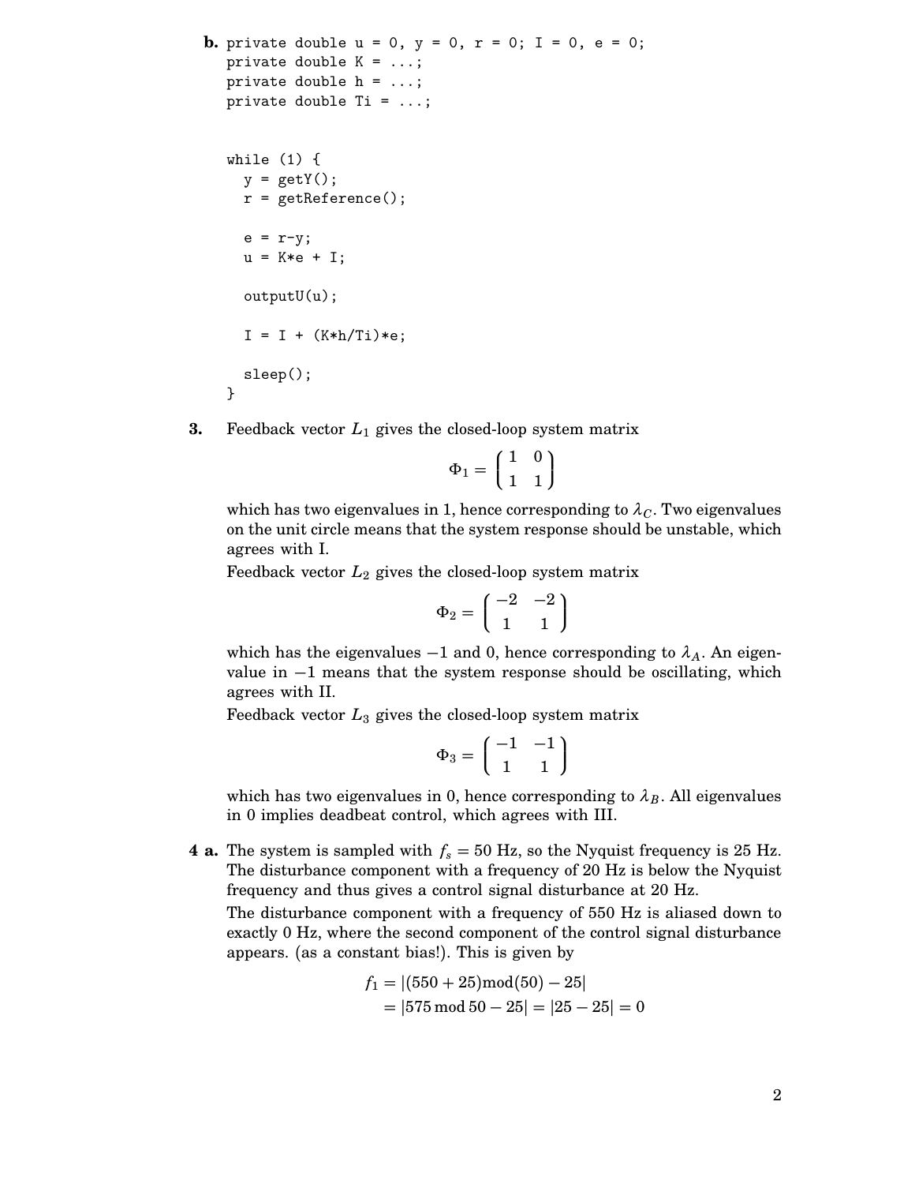**b.**
```
private double u = 0, y = 0, r = 0; I = 0, e = 0;
private double K = ...;
private double h = ...;
private double Ti = ...;


while (1) {
  y = getY();
  r = getReference();

  e = r-y;
  u = K*e + I;

  outputU(u);

  I = I + (K*h/Ti)*e;

  sleep();
}
```

**3.** Feedback vector $L_1$ gives the closed-loop system matrix

$$\Phi_1 = \begin{pmatrix} 1 & 0 \\ 1 & 1 \end{pmatrix}$$

which has two eigenvalues in 1, hence corresponding to $\lambda_C$. Two eigenvalues on the unit circle means that the system response should be unstable, which agrees with I.

Feedback vector $L_2$ gives the closed-loop system matrix

$$\Phi_2 = \begin{pmatrix} -2 & -2 \\ 1 & 1 \end{pmatrix}$$

which has the eigenvalues $-1$ and 0, hence corresponding to $\lambda_A$. An eigenvalue in $-1$ means that the system response should be oscillating, which agrees with II.

Feedback vector $L_3$ gives the closed-loop system matrix

$$\Phi_3 = \begin{pmatrix} -1 & -1 \\ 1 & 1 \end{pmatrix}$$

which has two eigenvalues in 0, hence corresponding to $\lambda_B$. All eigenvalues in 0 implies deadbeat control, which agrees with III.

**4 a.** The system is sampled with $f_s = 50$ Hz, so the Nyquist frequency is 25 Hz. The disturbance component with a frequency of 20 Hz is below the Nyquist frequency and thus gives a control signal disturbance at 20 Hz.

The disturbance component with a frequency of 550 Hz is aliased down to exactly 0 Hz, where the second component of the control signal disturbance appears. (as a constant bias!). This is given by

$$\begin{aligned} f_1 &= |(550 + 25)\text{mod}(50) - 25| \\ &= |575 \bmod 50 - 25| = |25 - 25| = 0 \end{aligned}$$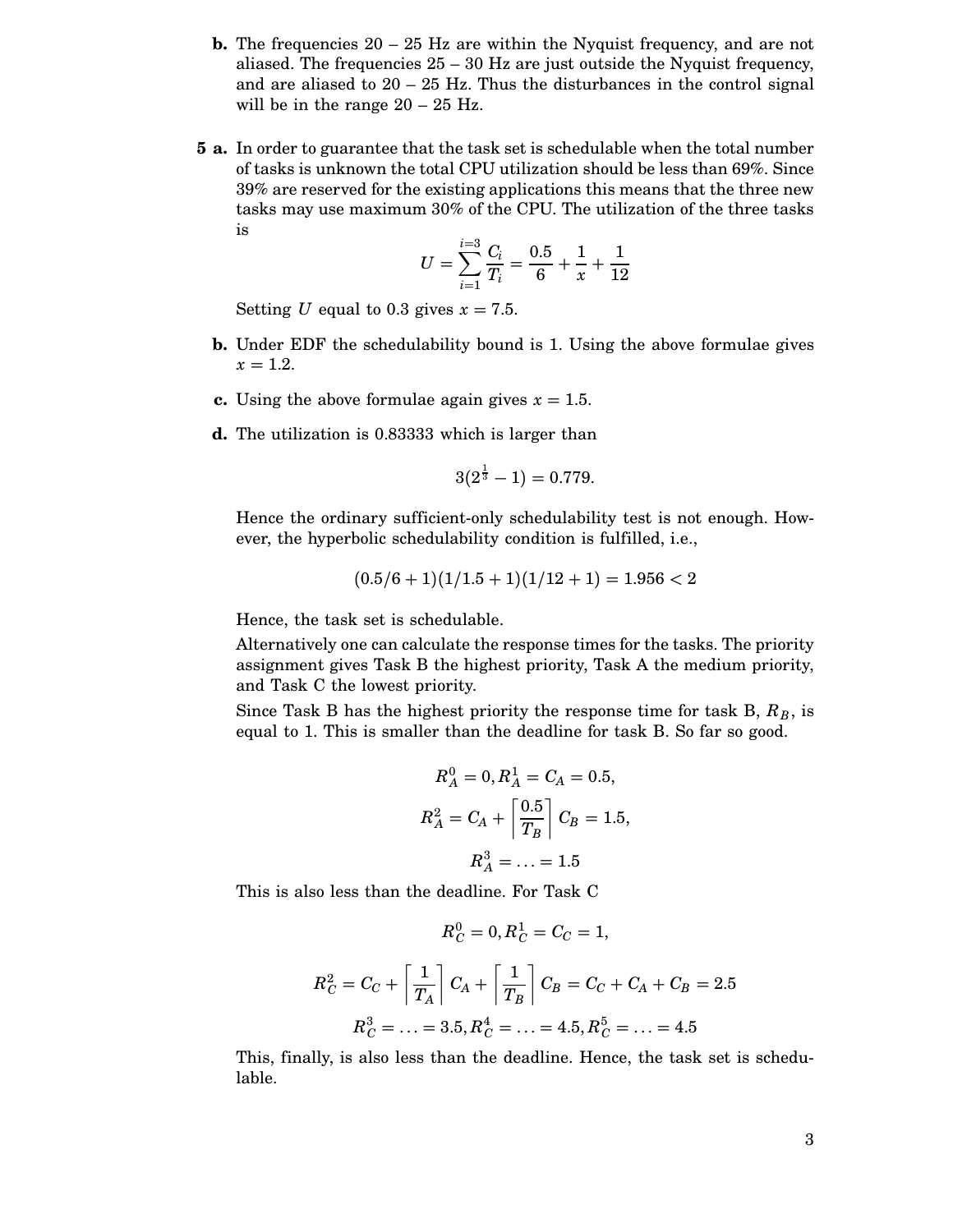**b.** The frequencies 20 – 25 Hz are within the Nyquist frequency, and are not aliased. The frequencies 25 – 30 Hz are just outside the Nyquist frequency, and are aliased to 20 – 25 Hz. Thus the disturbances in the control signal will be in the range 20 – 25 Hz.

**5 a.** In order to guarantee that the task set is schedulable when the total number of tasks is unknown the total CPU utilization should be less than 69%. Since 39% are reserved for the existing applications this means that the three new tasks may use maximum 30% of the CPU. The utilization of the three tasks is

$$U = \sum_{i=1}^{i=3} \frac{C_i}{T_i} = \frac{0.5}{6} + \frac{1}{x} + \frac{1}{12}$$

Setting $U$ equal to 0.3 gives $x = 7.5$.

**b.** Under EDF the schedulability bound is 1. Using the above formulae gives $x = 1.2$.

**c.** Using the above formulae again gives $x = 1.5$.

**d.** The utilization is 0.83333 which is larger than

$$3(2^{\frac{1}{3}} - 1) = 0.779.$$

Hence the ordinary sufficient-only schedulability test is not enough. However, the hyperbolic schedulability condition is fulfilled, i.e.,

$$(0.5/6 + 1)(1/1.5 + 1)(1/12 + 1) = 1.956 < 2$$

Hence, the task set is schedulable.

Alternatively one can calculate the response times for the tasks. The priority assignment gives Task B the highest priority, Task A the medium priority, and Task C the lowest priority.

Since Task B has the highest priority the response time for task B, $R_B$, is equal to 1. This is smaller than the deadline for task B. So far so good.

$$R_A^0 = 0, R_A^1 = C_A = 0.5,$$

$$R_A^2 = C_A + \left\lceil \frac{0.5}{T_B} \right\rceil C_B = 1.5,$$

$$R_A^3 = \ldots = 1.5$$

This is also less than the deadline. For Task C

$$R_C^0 = 0, R_C^1 = C_C = 1,$$

$$R_C^2 = C_C + \left\lceil \frac{1}{T_A} \right\rceil C_A + \left\lceil \frac{1}{T_B} \right\rceil C_B = C_C + C_A + C_B = 2.5$$

$$R_C^3 = \ldots = 3.5, R_C^4 = \ldots = 4.5, R_C^5 = \ldots = 4.5$$

This, finally, is also less than the deadline. Hence, the task set is schedulable.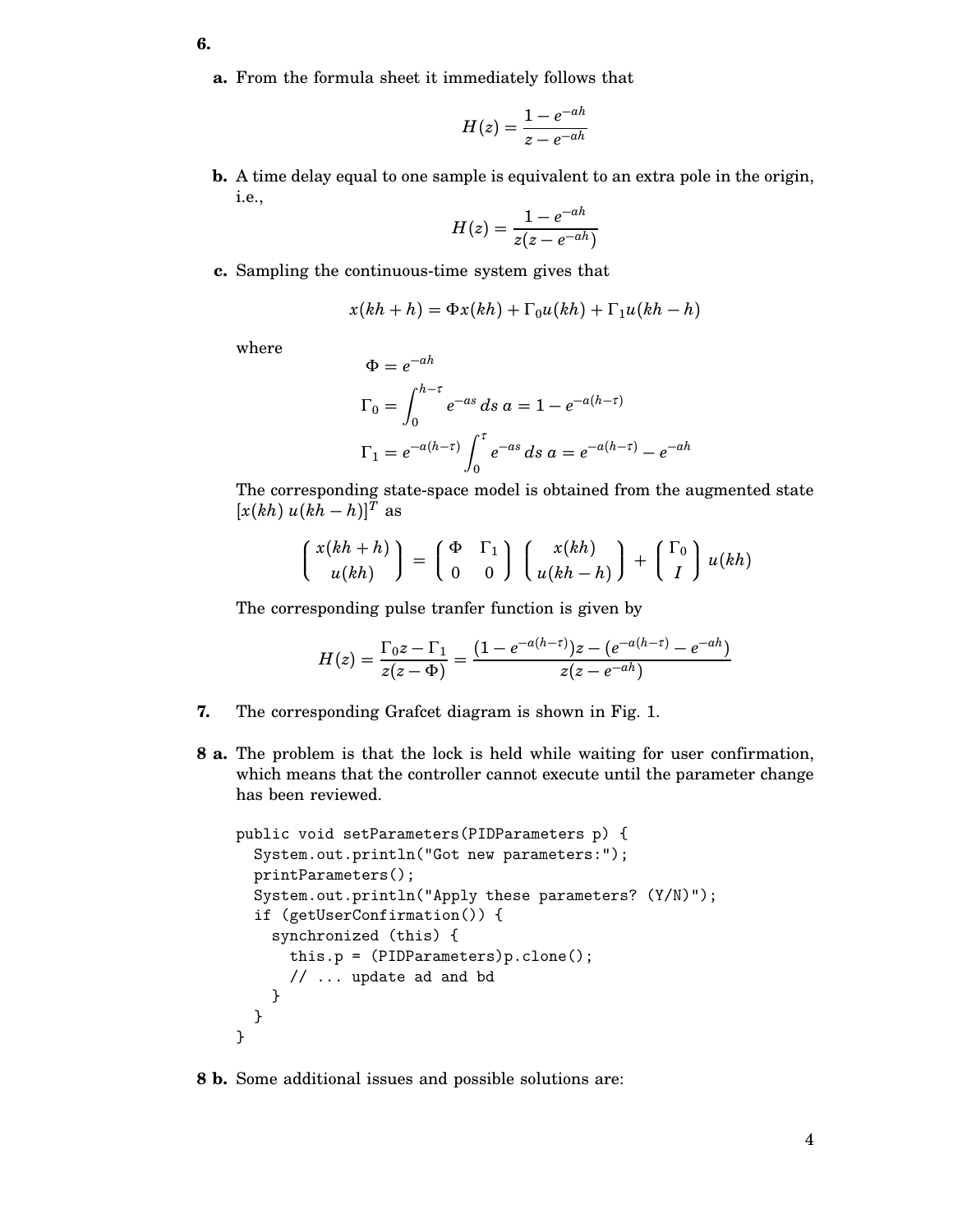**6.**

**a.** From the formula sheet it immediately follows that

$$H(z) = \frac{1 - e^{-ah}}{z - e^{-ah}}$$

**b.** A time delay equal to one sample is equivalent to an extra pole in the origin, i.e.,

$$H(z) = \frac{1 - e^{-ah}}{z(z - e^{-ah})}$$

**c.** Sampling the continuous-time system gives that

$$x(kh + h) = \Phi x(kh) + \Gamma_0 u(kh) + \Gamma_1 u(kh - h)$$

where

$$\Phi = e^{-ah}$$

$$\Gamma_0 = \int_0^{h-\tau} e^{-as}\, ds\; a = 1 - e^{-a(h-\tau)}$$

$$\Gamma_1 = e^{-a(h-\tau)} \int_0^{\tau} e^{-as}\, ds\; a = e^{-a(h-\tau)} - e^{-ah}$$

The corresponding state-space model is obtained from the augmented state $[x(kh)\; u(kh - h)]^T$ as

$$\begin{pmatrix} x(kh+h) \\ u(kh) \end{pmatrix} = \begin{pmatrix} \Phi & \Gamma_1 \\ 0 & 0 \end{pmatrix} \begin{pmatrix} x(kh) \\ u(kh-h) \end{pmatrix} + \begin{pmatrix} \Gamma_0 \\ I \end{pmatrix} u(kh)$$

The corresponding pulse tranfer function is given by

$$H(z) = \frac{\Gamma_0 z - \Gamma_1}{z(z - \Phi)} = \frac{(1 - e^{-a(h-\tau)})z - (e^{-a(h-\tau)} - e^{-ah})}{z(z - e^{-ah})}$$

**7.** The corresponding Grafcet diagram is shown in Fig. 1.

**8 a.** The problem is that the lock is held while waiting for user confirmation, which means that the controller cannot execute until the parameter change has been reviewed.

```
public void setParameters(PIDParameters p) {
  System.out.println("Got new parameters:");
  printParameters();
  System.out.println("Apply these parameters? (Y/N)");
  if (getUserConfirmation()) {
    synchronized (this) {
      this.p = (PIDParameters)p.clone();
      // ... update ad and bd
    }
  }
}
```

**8 b.** Some additional issues and possible solutions are: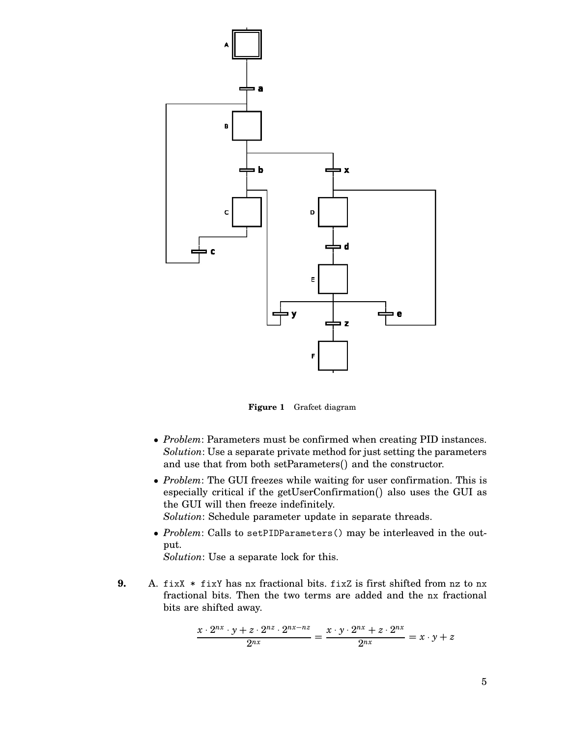A

a

B

b

x

C

D

c

d

E

y

z

e

F

**Figure 1** Grafcet diagram

- *Problem*: Parameters must be confirmed when creating PID instances. *Solution*: Use a separate private method for just setting the parameters and use that from both setParameters() and the constructor.
- *Problem*: The GUI freezes while waiting for user confirmation. This is especially critical if the getUserConfirmation() also uses the GUI as the GUI will then freeze indefinitely.
  *Solution*: Schedule parameter update in separate threads.
- *Problem*: Calls to `setPIDParameters()` may be interleaved in the output.
  *Solution*: Use a separate lock for this.

**9.** A. `fixX * fixY` has `nx` fractional bits. `fixZ` is first shifted from `nz` to `nx` fractional bits. Then the two terms are added and the `nx` fractional bits are shifted away.

$$\frac{x \cdot 2^{nx} \cdot y + z \cdot 2^{nz} \cdot 2^{nx-nz}}{2^{nx}} = \frac{x \cdot y \cdot 2^{nx} + z \cdot 2^{nx}}{2^{nx}} = x \cdot y + z$$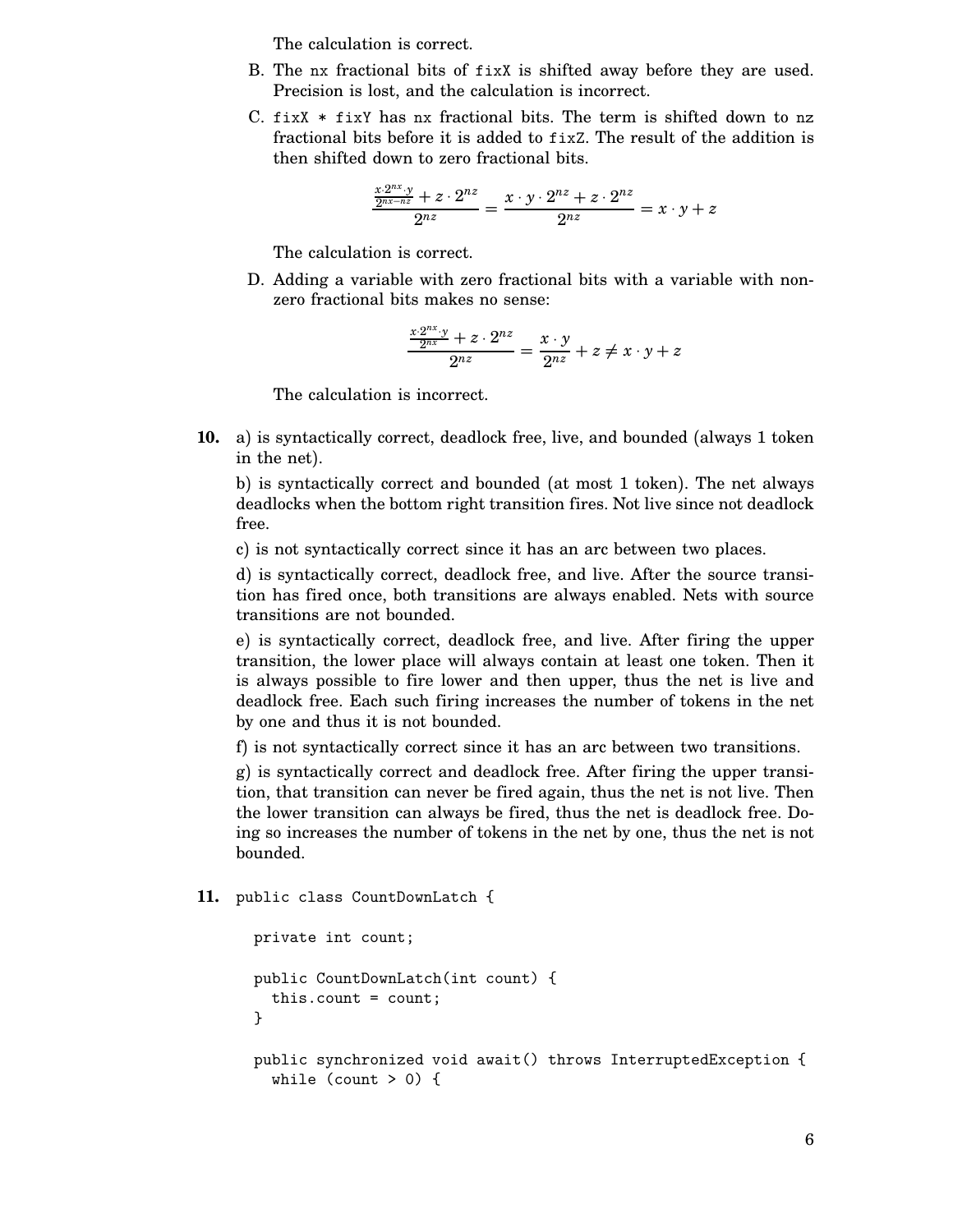The calculation is correct.

B. The `nx` fractional bits of `fixX` is shifted away before they are used. Precision is lost, and the calculation is incorrect.

C. `fixX * fixY` has `nx` fractional bits. The term is shifted down to `nz` fractional bits before it is added to `fixZ`. The result of the addition is then shifted down to zero fractional bits.

$$\frac{\frac{x \cdot 2^{nx} \cdot y}{2^{nx-nz}} + z \cdot 2^{nz}}{2^{nz}} = \frac{x \cdot y \cdot 2^{nz} + z \cdot 2^{nz}}{2^{nz}} = x \cdot y + z$$

The calculation is correct.

D. Adding a variable with zero fractional bits with a variable with non-zero fractional bits makes no sense:

$$\frac{\frac{x \cdot 2^{nx} \cdot y}{2^{nx}} + z \cdot 2^{nz}}{2^{nz}} = \frac{x \cdot y}{2^{nz}} + z \neq x \cdot y + z$$

The calculation is incorrect.

**10.** a) is syntactically correct, deadlock free, live, and bounded (always 1 token in the net).

b) is syntactically correct and bounded (at most 1 token). The net always deadlocks when the bottom right transition fires. Not live since not deadlock free.

c) is not syntactically correct since it has an arc between two places.

d) is syntactically correct, deadlock free, and live. After the source transition has fired once, both transitions are always enabled. Nets with source transitions are not bounded.

e) is syntactically correct, deadlock free, and live. After firing the upper transition, the lower place will always contain at least one token. Then it is always possible to fire lower and then upper, thus the net is live and deadlock free. Each such firing increases the number of tokens in the net by one and thus it is not bounded.

f) is not syntactically correct since it has an arc between two transitions.

g) is syntactically correct and deadlock free. After firing the upper transition, that transition can never be fired again, thus the net is not live. Then the lower transition can always be fired, thus the net is deadlock free. Doing so increases the number of tokens in the net by one, thus the net is not bounded.

**11.**
```
public class CountDownLatch {

  private int count;

  public CountDownLatch(int count) {
    this.count = count;
  }

  public synchronized void await() throws InterruptedException {
    while (count > 0) {
```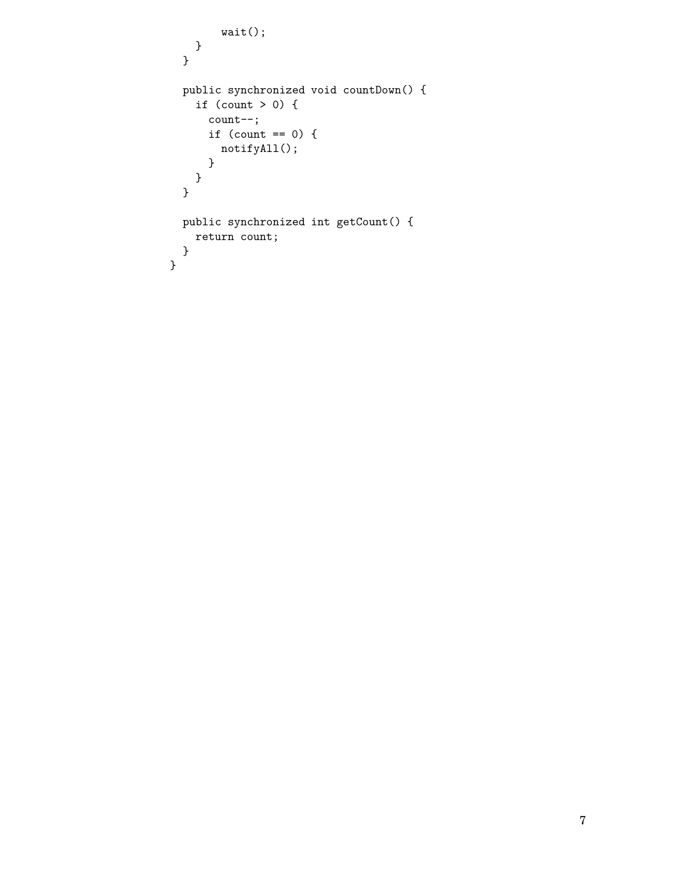```
        wait();
      }
    }

    public synchronized void countDown() {
      if (count > 0) {
        count--;
        if (count == 0) {
          notifyAll();
        }
      }
    }

    public synchronized int getCount() {
      return count;
    }
  }
```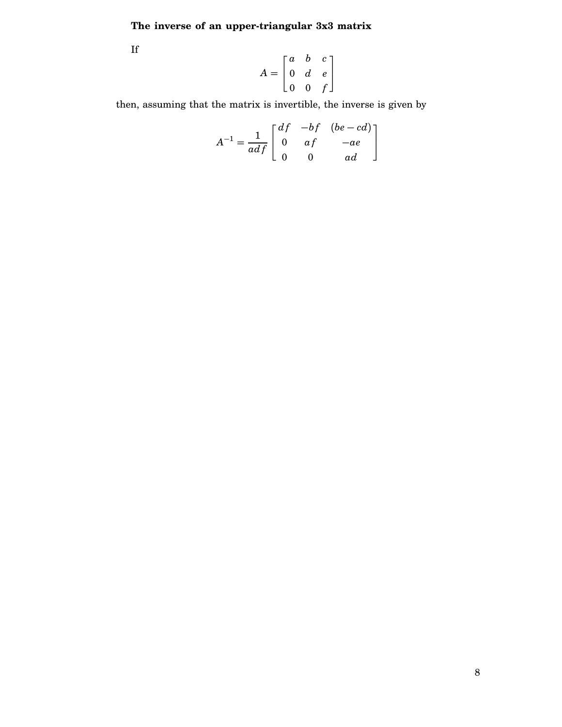**The inverse of an upper-triangular 3x3 matrix**

If

$$A = \begin{bmatrix} a & b & c \\ 0 & d & e \\ 0 & 0 & f \end{bmatrix}$$

then, assuming that the matrix is invertible, the inverse is given by

$$A^{-1} = \frac{1}{adf} \begin{bmatrix} df & -bf & (be - cd) \\ 0 & af & -ae \\ 0 & 0 & ad \end{bmatrix}$$